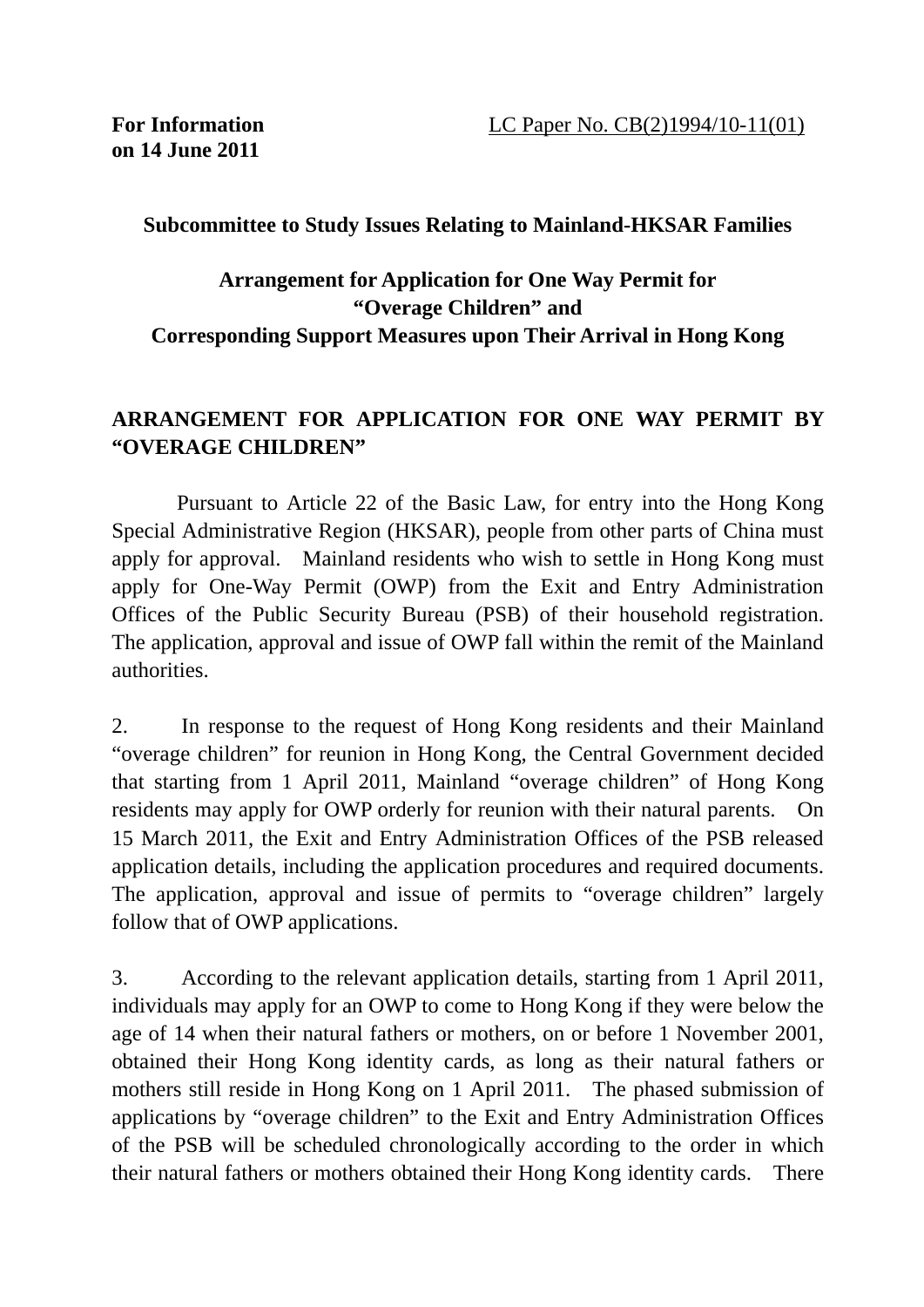**For Information on 14 June 2011**

LC Paper No. CB(2)1994/10-11(01)

**Subcommittee to Study Issues Relating to Mainland-HKSAR Families**

**Arrangement for Application for One Way Permit for "Overage Children" and Corresponding Support Measures upon Their Arrival in Hong Kong**

## ARRANGEMENT FOR APPLICATION FOR ONE WAY PERMIT BY "OVERAGE CHILDREN"

Pursuant to Article 22 of the Basic Law, for entry into the Hong Kong Special Administrative Region (HKSAR), people from other parts of China must apply for approval. Mainland residents who wish to settle in Hong Kong must apply for One-Way Permit (OWP) from the Exit and Entry Administration Offices of the Public Security Bureau (PSB) of their household registration. The application, approval and issue of OWP fall within the remit of the Mainland authorities.

2. In response to the request of Hong Kong residents and their Mainland "overage children" for reunion in Hong Kong, the Central Government decided that starting from 1 April 2011, Mainland "overage children" of Hong Kong residents may apply for OWP orderly for reunion with their natural parents. On 15 March 2011, the Exit and Entry Administration Offices of the PSB released application details, including the application procedures and required documents. The application, approval and issue of permits to "overage children" largely follow that of OWP applications.

3. According to the relevant application details, starting from 1 April 2011, individuals may apply for an OWP to come to Hong Kong if they were below the age of 14 when their natural fathers or mothers, on or before 1 November 2001, obtained their Hong Kong identity cards, as long as their natural fathers or mothers still reside in Hong Kong on 1 April 2011. The phased submission of applications by "overage children" to the Exit and Entry Administration Offices of the PSB will be scheduled chronologically according to the order in which their natural fathers or mothers obtained their Hong Kong identity cards. There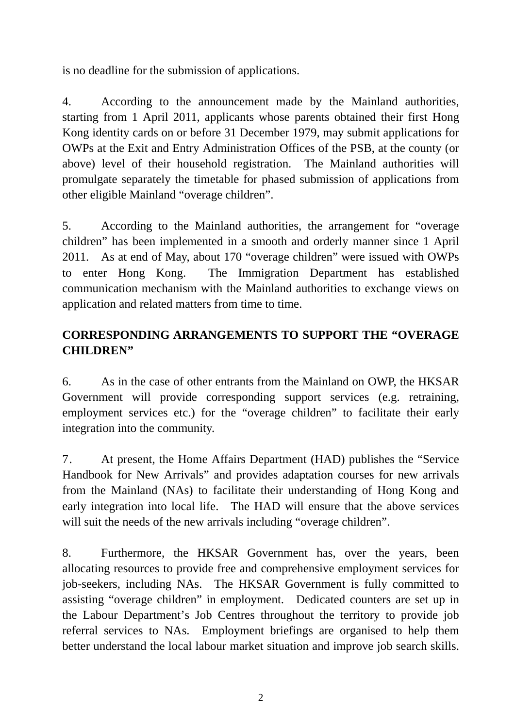is no deadline for the submission of applications.

4. According to the announcement made by the Mainland authorities, starting from 1 April 2011, applicants whose parents obtained their first Hong Kong identity cards on or before 31 December 1979, may submit applications for OWPs at the Exit and Entry Administration Offices of the PSB, at the county (or above) level of their household registration. The Mainland authorities will promulgate separately the timetable for phased submission of applications from other eligible Mainland "overage children".

5. According to the Mainland authorities, the arrangement for "overage children" has been implemented in a smooth and orderly manner since 1 April 2011. As at end of May, about 170 "overage children" were issued with OWPs to enter Hong Kong. The Immigration Department has established communication mechanism with the Mainland authorities to exchange views on application and related matters from time to time.

## CORRESPONDING ARRANGEMENTS TO SUPPORT THE "OVERAGE CHILDREN"

6. As in the case of other entrants from the Mainland on OWP, the HKSAR Government will provide corresponding support services (e.g. retraining, employment services etc.) for the "overage children" to facilitate their early integration into the community.

7. At present, the Home Affairs Department (HAD) publishes the "Service Handbook for New Arrivals" and provides adaptation courses for new arrivals from the Mainland (NAs) to facilitate their understanding of Hong Kong and early integration into local life. The HAD will ensure that the above services will suit the needs of the new arrivals including "overage children".

8. Furthermore, the HKSAR Government has, over the years, been allocating resources to provide free and comprehensive employment services for job-seekers, including NAs. The HKSAR Government is fully committed to assisting "overage children" in employment. Dedicated counters are set up in the Labour Department's Job Centres throughout the territory to provide job referral services to NAs. Employment briefings are organised to help them better understand the local labour market situation and improve job search skills.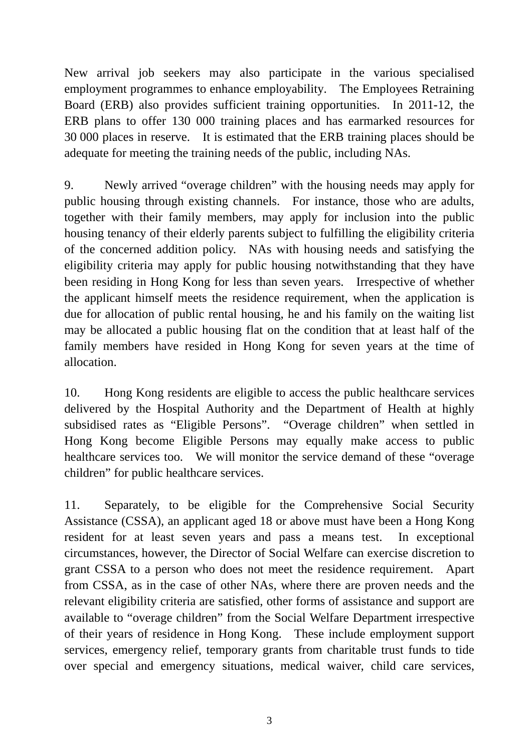New arrival job seekers may also participate in the various specialised employment programmes to enhance employability. The Employees Retraining Board (ERB) also provides sufficient training opportunities. In 2011-12, the ERB plans to offer 130 000 training places and has earmarked resources for 30 000 places in reserve. It is estimated that the ERB training places should be adequate for meeting the training needs of the public, including NAs.

9. Newly arrived "overage children" with the housing needs may apply for public housing through existing channels. For instance, those who are adults, together with their family members, may apply for inclusion into the public housing tenancy of their elderly parents subject to fulfilling the eligibility criteria of the concerned addition policy. NAs with housing needs and satisfying the eligibility criteria may apply for public housing notwithstanding that they have been residing in Hong Kong for less than seven years. Irrespective of whether the applicant himself meets the residence requirement, when the application is due for allocation of public rental housing, he and his family on the waiting list may be allocated a public housing flat on the condition that at least half of the family members have resided in Hong Kong for seven years at the time of allocation.

10. Hong Kong residents are eligible to access the public healthcare services delivered by the Hospital Authority and the Department of Health at highly subsidised rates as "Eligible Persons". "Overage children" when settled in Hong Kong become Eligible Persons may equally make access to public healthcare services too. We will monitor the service demand of these "overage children" for public healthcare services.

11. Separately, to be eligible for the Comprehensive Social Security Assistance (CSSA), an applicant aged 18 or above must have been a Hong Kong resident for at least seven years and pass a means test. In exceptional circumstances, however, the Director of Social Welfare can exercise discretion to grant CSSA to a person who does not meet the residence requirement. Apart from CSSA, as in the case of other NAs, where there are proven needs and the relevant eligibility criteria are satisfied, other forms of assistance and support are available to "overage children" from the Social Welfare Department irrespective of their years of residence in Hong Kong. These include employment support services, emergency relief, temporary grants from charitable trust funds to tide over special and emergency situations, medical waiver, child care services,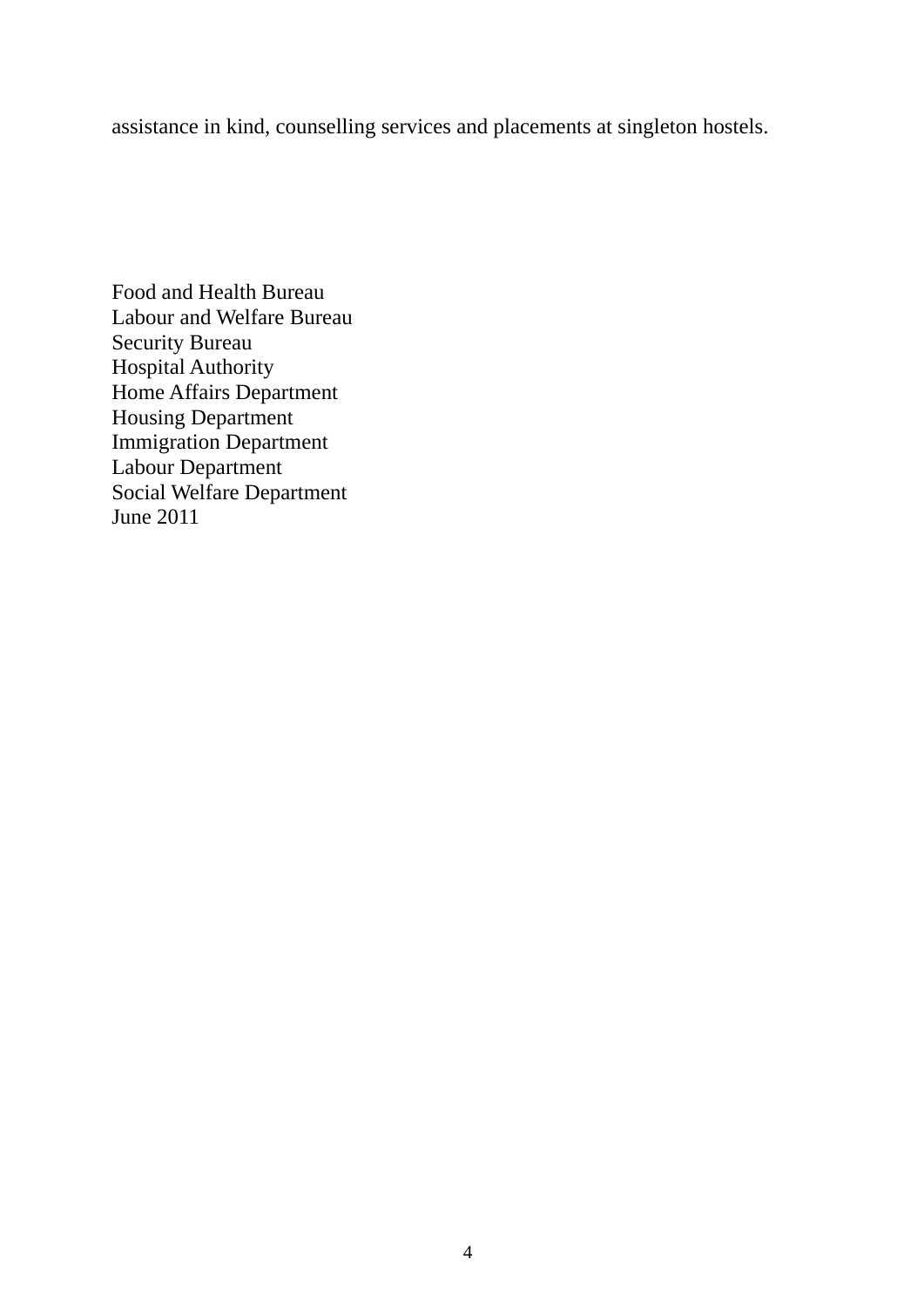assistance in kind, counselling services and placements at singleton hostels.

Food and Health Bureau
Labour and Welfare Bureau
Security Bureau
Hospital Authority
Home Affairs Department
Housing Department
Immigration Department
Labour Department
Social Welfare Department
June 2011